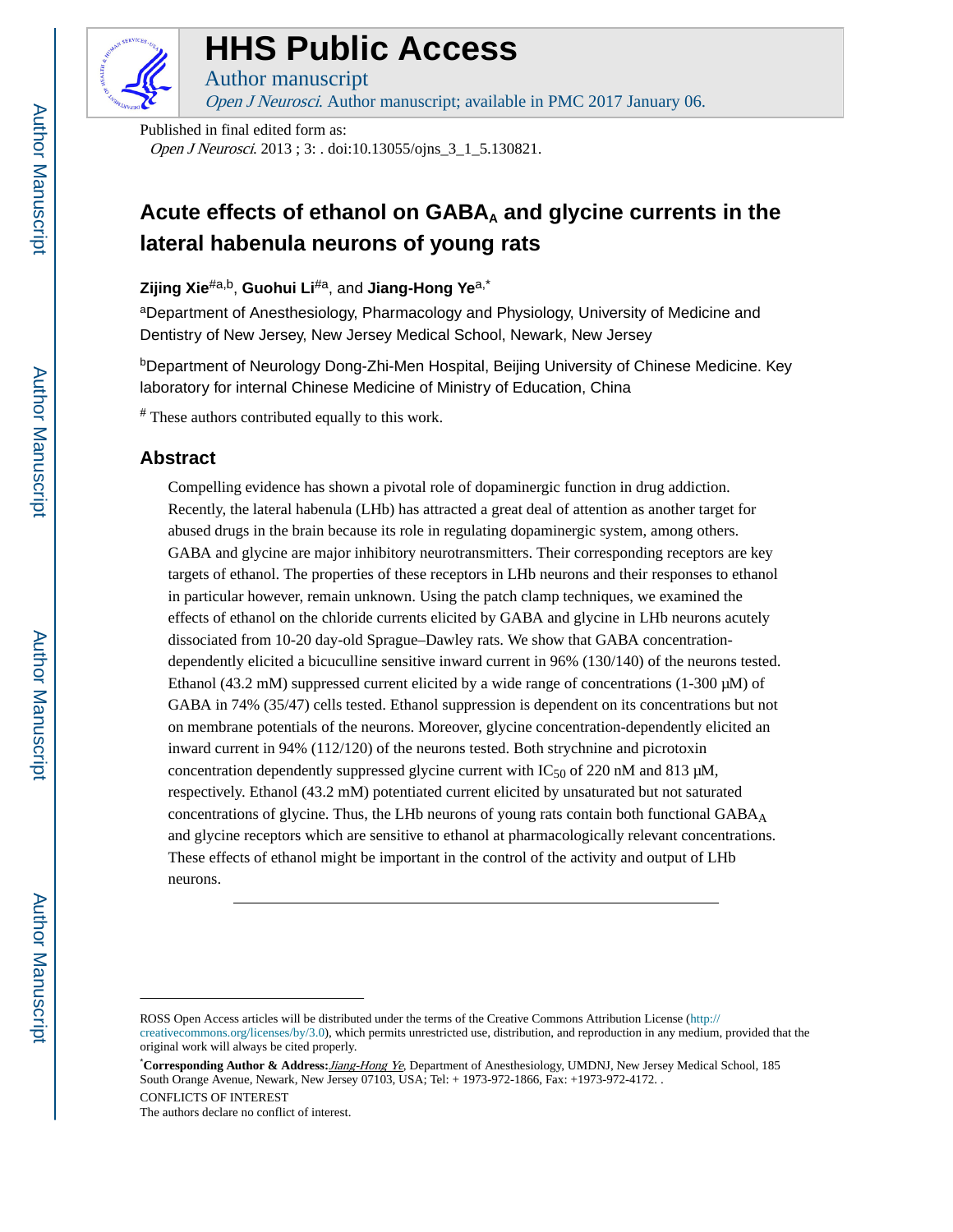# HHS Public Access

Author manuscript

*Open J Neurosci*. Author manuscript; available in PMC 2017 January 06.

Published in final edited form as:

*Open J Neurosci*. 2013 ; 3: . doi:10.13055/ojns_3_1_5.130821.

## Acute effects of ethanol on $GABA_A$ and glycine currents in the lateral habenula neurons of young rats

**Zijing Xie**[#a,b], **Guohui Li**[#a], and **Jiang-Hong Ye**[a,*]

[a]Department of Anesthesiology, Pharmacology and Physiology, University of Medicine and Dentistry of New Jersey, New Jersey Medical School, Newark, New Jersey

[b]Department of Neurology Dong-Zhi-Men Hospital, Beijing University of Chinese Medicine. Key laboratory for internal Chinese Medicine of Ministry of Education, China

[#] These authors contributed equally to this work.

## Abstract

Compelling evidence has shown a pivotal role of dopaminergic function in drug addiction. Recently, the lateral habenula (LHb) has attracted a great deal of attention as another target for abused drugs in the brain because its role in regulating dopaminergic system, among others. GABA and glycine are major inhibitory neurotransmitters. Their corresponding receptors are key targets of ethanol. The properties of these receptors in LHb neurons and their responses to ethanol in particular however, remain unknown. Using the patch clamp techniques, we examined the effects of ethanol on the chloride currents elicited by GABA and glycine in LHb neurons acutely dissociated from 10-20 day-old Sprague–Dawley rats. We show that GABA concentration-dependently elicited a bicuculline sensitive inward current in 96% (130/140) of the neurons tested. Ethanol (43.2 mM) suppressed current elicited by a wide range of concentrations (1-300 μM) of GABA in 74% (35/47) cells tested. Ethanol suppression is dependent on its concentrations but not on membrane potentials of the neurons. Moreover, glycine concentration-dependently elicited an inward current in 94% (112/120) of the neurons tested. Both strychnine and picrotoxin concentration dependently suppressed glycine current with $IC_{50}$ of 220 nM and 813 μM, respectively. Ethanol (43.2 mM) potentiated current elicited by unsaturated but not saturated concentrations of glycine. Thus, the LHb neurons of young rats contain both functional $GABA_A$ and glycine receptors which are sensitive to ethanol at pharmacologically relevant concentrations. These effects of ethanol might be important in the control of the activity and output of LHb neurons.

---

ROSS Open Access articles will be distributed under the terms of the Creative Commons Attribution License (http://creativecommons.org/licenses/by/3.0), which permits unrestricted use, distribution, and reproduction in any medium, provided that the original work will always be cited properly.

[*]**Corresponding Author & Address:** *Jiang-Hong Ye*, Department of Anesthesiology, UMDNJ, New Jersey Medical School, 185 South Orange Avenue, Newark, New Jersey 07103, USA; Tel: + 1973-972-1866, Fax: +1973-972-4172. .

CONFLICTS OF INTEREST

The authors declare no conflict of interest.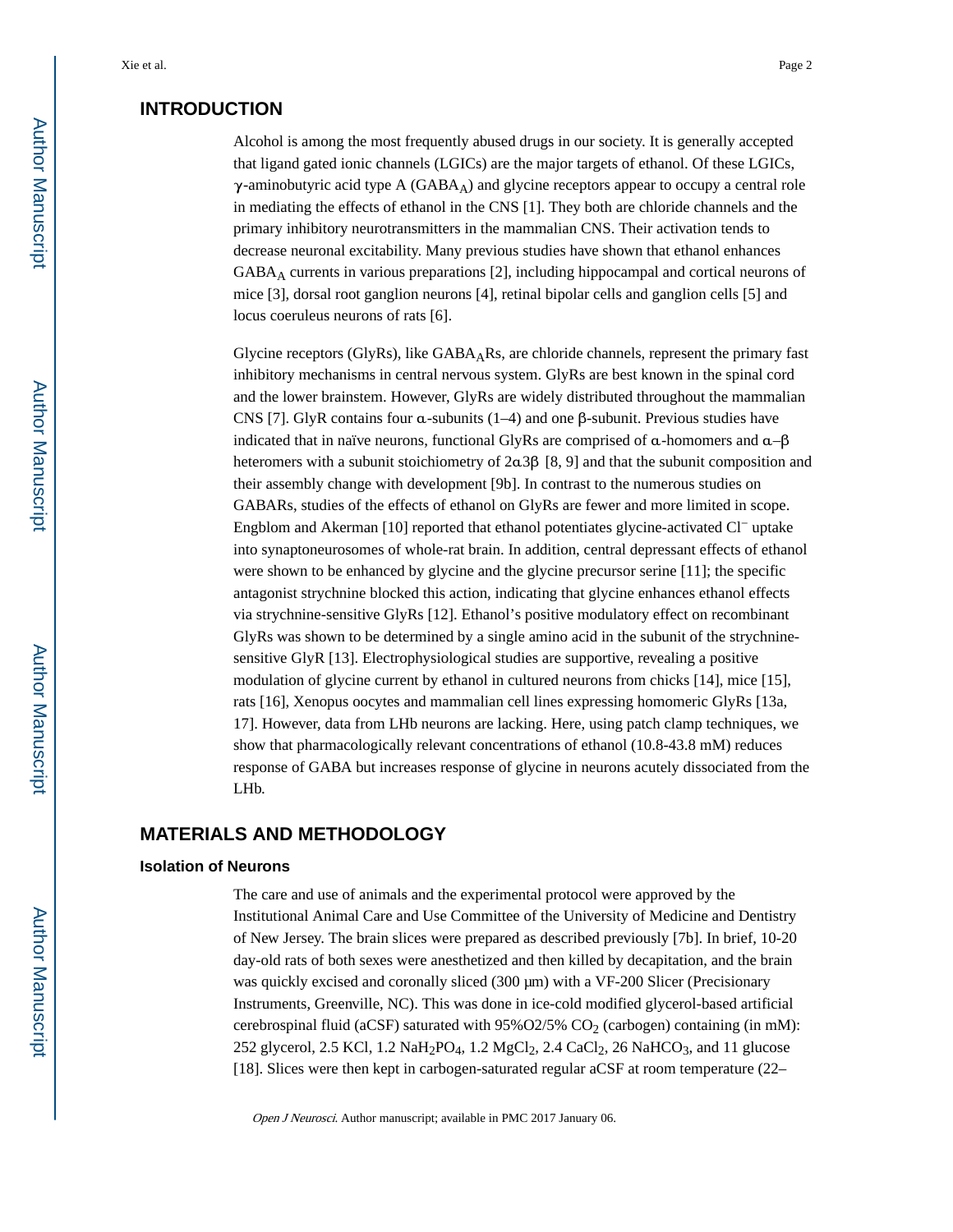## INTRODUCTION

Alcohol is among the most frequently abused drugs in our society. It is generally accepted that ligand gated ionic channels (LGICs) are the major targets of ethanol. Of these LGICs, γ-aminobutyric acid type A ($GABA_A$) and glycine receptors appear to occupy a central role in mediating the effects of ethanol in the CNS [1]. They both are chloride channels and the primary inhibitory neurotransmitters in the mammalian CNS. Their activation tends to decrease neuronal excitability. Many previous studies have shown that ethanol enhances $GABA_A$ currents in various preparations [2], including hippocampal and cortical neurons of mice [3], dorsal root ganglion neurons [4], retinal bipolar cells and ganglion cells [5] and locus coeruleus neurons of rats [6].

Glycine receptors (GlyRs), like $GABA_A$Rs, are chloride channels, represent the primary fast inhibitory mechanisms in central nervous system. GlyRs are best known in the spinal cord and the lower brainstem. However, GlyRs are widely distributed throughout the mammalian CNS [7]. GlyR contains four α-subunits (1–4) and one β-subunit. Previous studies have indicated that in naïve neurons, functional GlyRs are comprised of α-homomers and α–β heteromers with a subunit stoichiometry of 2α3β [8, 9] and that the subunit composition and their assembly change with development [9b]. In contrast to the numerous studies on GABARs, studies of the effects of ethanol on GlyRs are fewer and more limited in scope. Engblom and Akerman [10] reported that ethanol potentiates glycine-activated $Cl^-$ uptake into synaptoneurosomes of whole-rat brain. In addition, central depressant effects of ethanol were shown to be enhanced by glycine and the glycine precursor serine [11]; the specific antagonist strychnine blocked this action, indicating that glycine enhances ethanol effects via strychnine-sensitive GlyRs [12]. Ethanol's positive modulatory effect on recombinant GlyRs was shown to be determined by a single amino acid in the subunit of the strychnine-sensitive GlyR [13]. Electrophysiological studies are supportive, revealing a positive modulation of glycine current by ethanol in cultured neurons from chicks [14], mice [15], rats [16], Xenopus oocytes and mammalian cell lines expressing homomeric GlyRs [13a, 17]. However, data from LHb neurons are lacking. Here, using patch clamp techniques, we show that pharmacologically relevant concentrations of ethanol (10.8-43.8 mM) reduces response of GABA but increases response of glycine in neurons acutely dissociated from the LHb.

## MATERIALS AND METHODOLOGY

### Isolation of Neurons

The care and use of animals and the experimental protocol were approved by the Institutional Animal Care and Use Committee of the University of Medicine and Dentistry of New Jersey. The brain slices were prepared as described previously [7b]. In brief, 10-20 day-old rats of both sexes were anesthetized and then killed by decapitation, and the brain was quickly excised and coronally sliced (300 μm) with a VF-200 Slicer (Precisionary Instruments, Greenville, NC). This was done in ice-cold modified glycerol-based artificial cerebrospinal fluid (aCSF) saturated with 95%O2/5% $CO_2$ (carbogen) containing (in mM): 252 glycerol, 2.5 KCl, 1.2 $NaH_2PO_4$, 1.2 $MgCl_2$, 2.4 $CaCl_2$, 26 $NaHCO_3$, and 11 glucose [18]. Slices were then kept in carbogen-saturated regular aCSF at room temperature (22–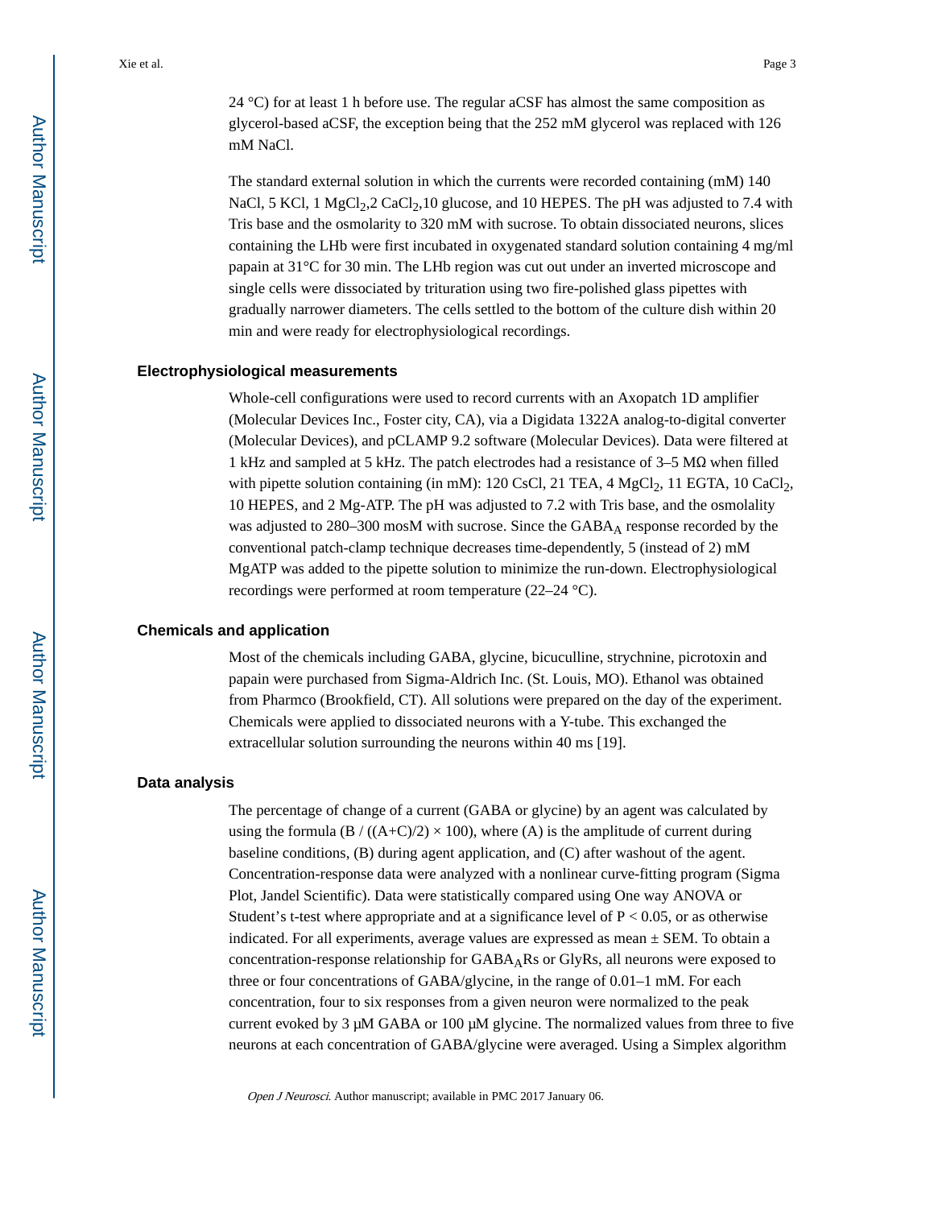24 °C) for at least 1 h before use. The regular aCSF has almost the same composition as glycerol-based aCSF, the exception being that the 252 mM glycerol was replaced with 126 mM NaCl.

The standard external solution in which the currents were recorded containing (mM) 140 NaCl, 5 KCl, 1 $MgCl_2$,2 $CaCl_2$,10 glucose, and 10 HEPES. The pH was adjusted to 7.4 with Tris base and the osmolarity to 320 mM with sucrose. To obtain dissociated neurons, slices containing the LHb were first incubated in oxygenated standard solution containing 4 mg/ml papain at 31°C for 30 min. The LHb region was cut out under an inverted microscope and single cells were dissociated by trituration using two fire-polished glass pipettes with gradually narrower diameters. The cells settled to the bottom of the culture dish within 20 min and were ready for electrophysiological recordings.

## Electrophysiological measurements

Whole-cell configurations were used to record currents with an Axopatch 1D amplifier (Molecular Devices Inc., Foster city, CA), via a Digidata 1322A analog-to-digital converter (Molecular Devices), and pCLAMP 9.2 software (Molecular Devices). Data were filtered at 1 kHz and sampled at 5 kHz. The patch electrodes had a resistance of 3–5 MΩ when filled with pipette solution containing (in mM): 120 CsCl, 21 TEA, 4 $MgCl_2$, 11 EGTA, 10 $CaCl_2$, 10 HEPES, and 2 Mg-ATP. The pH was adjusted to 7.2 with Tris base, and the osmolality was adjusted to 280–300 mosM with sucrose. Since the $GABA_A$ response recorded by the conventional patch-clamp technique decreases time-dependently, 5 (instead of 2) mM MgATP was added to the pipette solution to minimize the run-down. Electrophysiological recordings were performed at room temperature (22–24 °C).

## Chemicals and application

Most of the chemicals including GABA, glycine, bicuculline, strychnine, picrotoxin and papain were purchased from Sigma-Aldrich Inc. (St. Louis, MO). Ethanol was obtained from Pharmco (Brookfield, CT). All solutions were prepared on the day of the experiment. Chemicals were applied to dissociated neurons with a Y-tube. This exchanged the extracellular solution surrounding the neurons within 40 ms [19].

## Data analysis

The percentage of change of a current (GABA or glycine) by an agent was calculated by using the formula $(B / ((A+C)/2) \times 100)$, where (A) is the amplitude of current during baseline conditions, (B) during agent application, and (C) after washout of the agent. Concentration-response data were analyzed with a nonlinear curve-fitting program (Sigma Plot, Jandel Scientific). Data were statistically compared using One way ANOVA or Student's t-test where appropriate and at a significance level of $P < 0.05$, or as otherwise indicated. For all experiments, average values are expressed as mean ± SEM. To obtain a concentration-response relationship for $GABA_A$Rs or GlyRs, all neurons were exposed to three or four concentrations of GABA/glycine, in the range of 0.01–1 mM. For each concentration, four to six responses from a given neuron were normalized to the peak current evoked by 3 μM GABA or 100 μM glycine. The normalized values from three to five neurons at each concentration of GABA/glycine were averaged. Using a Simplex algorithm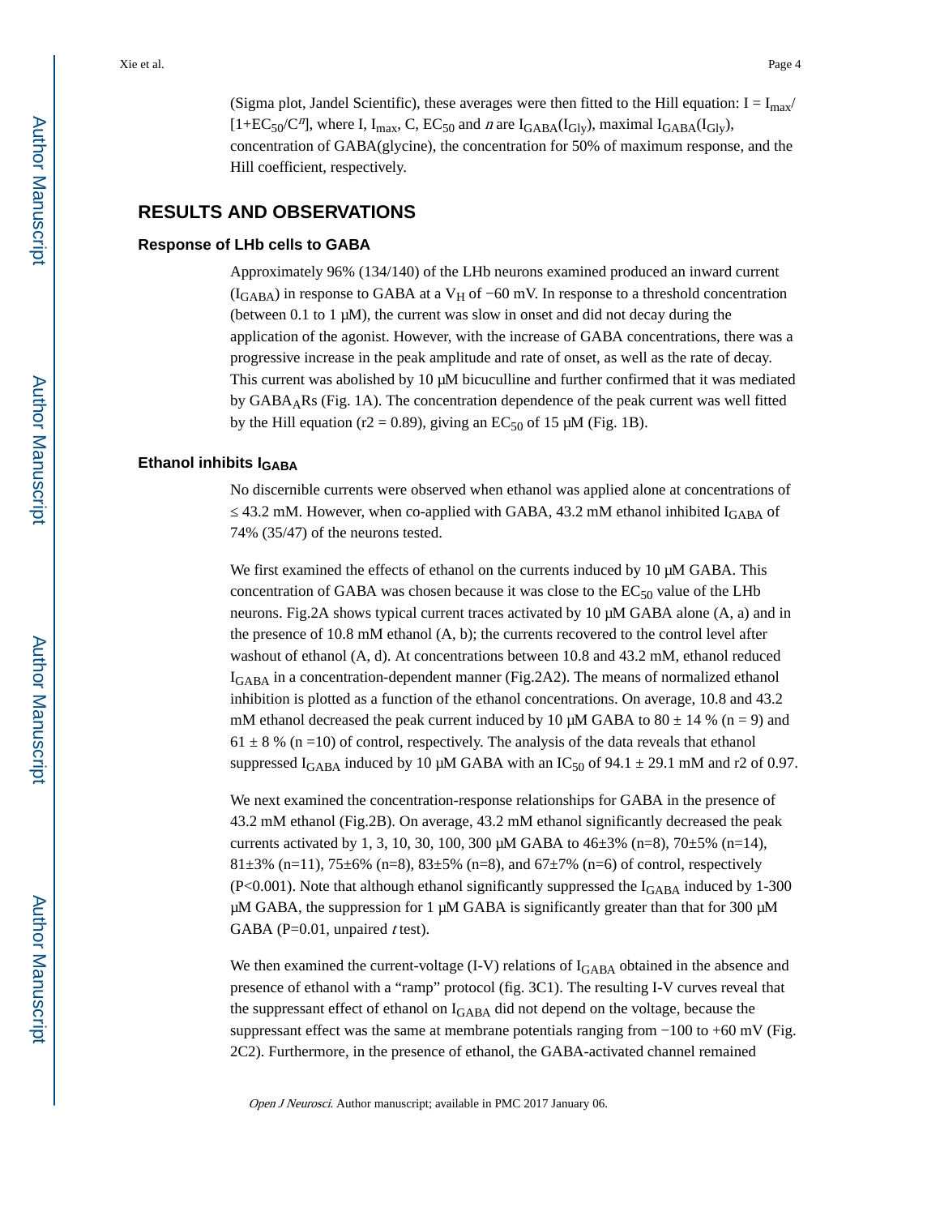(Sigma plot, Jandel Scientific), these averages were then fitted to the Hill equation: $I = I_{max}/[1+EC_{50}/C^{n}]$, where I, $I_{max}$, C, $EC_{50}$ and $n$ are $I_{GABA}(I_{Gly})$, maximal $I_{GABA}(I_{Gly})$, concentration of GABA(glycine), the concentration for 50% of maximum response, and the Hill coefficient, respectively.

## RESULTS AND OBSERVATIONS

### Response of LHb cells to GABA

Approximately 96% (134/140) of the LHb neurons examined produced an inward current ($I_{GABA}$) in response to GABA at a $V_H$ of −60 mV. In response to a threshold concentration (between 0.1 to 1 μM), the current was slow in onset and did not decay during the application of the agonist. However, with the increase of GABA concentrations, there was a progressive increase in the peak amplitude and rate of onset, as well as the rate of decay. This current was abolished by 10 μM bicuculline and further confirmed that it was mediated by $GABA_A$Rs (Fig. 1A). The concentration dependence of the peak current was well fitted by the Hill equation (r2 = 0.89), giving an $EC_{50}$ of 15 μM (Fig. 1B).

### Ethanol inhibits $I_{GABA}$

No discernible currents were observed when ethanol was applied alone at concentrations of ≤ 43.2 mM. However, when co-applied with GABA, 43.2 mM ethanol inhibited $I_{GABA}$ of 74% (35/47) of the neurons tested.

We first examined the effects of ethanol on the currents induced by 10 μM GABA. This concentration of GABA was chosen because it was close to the $EC_{50}$ value of the LHb neurons. Fig.2A shows typical current traces activated by 10 μM GABA alone (A, a) and in the presence of 10.8 mM ethanol (A, b); the currents recovered to the control level after washout of ethanol (A, d). At concentrations between 10.8 and 43.2 mM, ethanol reduced $I_{GABA}$ in a concentration-dependent manner (Fig.2A2). The means of normalized ethanol inhibition is plotted as a function of the ethanol concentrations. On average, 10.8 and 43.2 mM ethanol decreased the peak current induced by 10 μM GABA to 80 ± 14 % (n = 9) and 61 ± 8 % (n =10) of control, respectively. The analysis of the data reveals that ethanol suppressed $I_{GABA}$ induced by 10 μM GABA with an $IC_{50}$ of 94.1 ± 29.1 mM and r2 of 0.97.

We next examined the concentration-response relationships for GABA in the presence of 43.2 mM ethanol (Fig.2B). On average, 43.2 mM ethanol significantly decreased the peak currents activated by 1, 3, 10, 30, 100, 300 μM GABA to 46±3% (n=8), 70±5% (n=14), 81±3% (n=11), 75±6% (n=8), 83±5% (n=8), and 67±7% (n=6) of control, respectively (P<0.001). Note that although ethanol significantly suppressed the $I_{GABA}$ induced by 1-300 μM GABA, the suppression for 1 μM GABA is significantly greater than that for 300 μM GABA (P=0.01, unpaired *t* test).

We then examined the current-voltage (I-V) relations of $I_{GABA}$ obtained in the absence and presence of ethanol with a "ramp" protocol (fig. 3C1). The resulting I-V curves reveal that the suppressant effect of ethanol on $I_{GABA}$ did not depend on the voltage, because the suppressant effect was the same at membrane potentials ranging from −100 to +60 mV (Fig. 2C2). Furthermore, in the presence of ethanol, the GABA-activated channel remained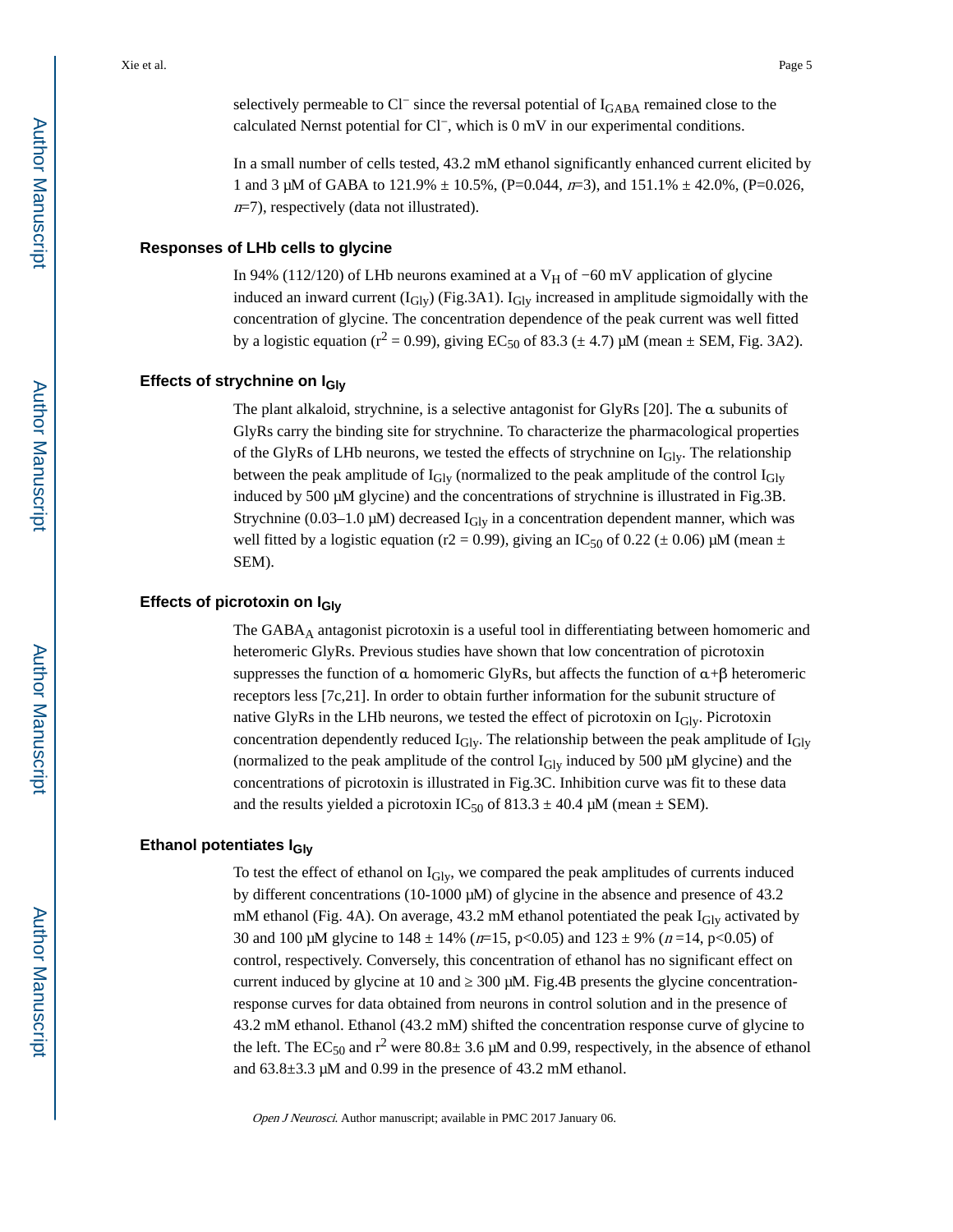selectively permeable to $Cl^-$ since the reversal potential of $I_{GABA}$ remained close to the calculated Nernst potential for $Cl^-$, which is 0 mV in our experimental conditions.

In a small number of cells tested, 43.2 mM ethanol significantly enhanced current elicited by 1 and 3 μM of GABA to 121.9% ± 10.5%, (P=0.044, *n*=3), and 151.1% ± 42.0%, (P=0.026, *n*=7), respectively (data not illustrated).

### Responses of LHb cells to glycine

In 94% (112/120) of LHb neurons examined at a $V_H$ of −60 mV application of glycine induced an inward current ($I_{Gly}$) (Fig.3A1). $I_{Gly}$ increased in amplitude sigmoidally with the concentration of glycine. The concentration dependence of the peak current was well fitted by a logistic equation ($r^2$ = 0.99), giving $EC_{50}$ of 83.3 (± 4.7) μM (mean ± SEM, Fig. 3A2).

### Effects of strychnine on $I_{Gly}$

The plant alkaloid, strychnine, is a selective antagonist for GlyRs [20]. The α subunits of GlyRs carry the binding site for strychnine. To characterize the pharmacological properties of the GlyRs of LHb neurons, we tested the effects of strychnine on $I_{Gly}$. The relationship between the peak amplitude of $I_{Gly}$ (normalized to the peak amplitude of the control $I_{Gly}$ induced by 500 μM glycine) and the concentrations of strychnine is illustrated in Fig.3B. Strychnine (0.03–1.0 μM) decreased $I_{Gly}$ in a concentration dependent manner, which was well fitted by a logistic equation (r2 = 0.99), giving an $IC_{50}$ of 0.22 (± 0.06) μM (mean ± SEM).

### Effects of picrotoxin on $I_{Gly}$

The $GABA_A$ antagonist picrotoxin is a useful tool in differentiating between homomeric and heteromeric GlyRs. Previous studies have shown that low concentration of picrotoxin suppresses the function of α homomeric GlyRs, but affects the function of α+β heteromeric receptors less [7c,21]. In order to obtain further information for the subunit structure of native GlyRs in the LHb neurons, we tested the effect of picrotoxin on $I_{Gly}$. Picrotoxin concentration dependently reduced $I_{Gly}$. The relationship between the peak amplitude of $I_{Gly}$ (normalized to the peak amplitude of the control $I_{Gly}$ induced by 500 μM glycine) and the concentrations of picrotoxin is illustrated in Fig.3C. Inhibition curve was fit to these data and the results yielded a picrotoxin $IC_{50}$ of 813.3 ± 40.4 μM (mean ± SEM).

### Ethanol potentiates $I_{Gly}$

To test the effect of ethanol on $I_{Gly}$, we compared the peak amplitudes of currents induced by different concentrations (10-1000 μM) of glycine in the absence and presence of 43.2 mM ethanol (Fig. 4A). On average, 43.2 mM ethanol potentiated the peak $I_{Gly}$ activated by 30 and 100 μM glycine to 148 ± 14% (*n*=15, p<0.05) and 123 ± 9% (*n* =14, p<0.05) of control, respectively. Conversely, this concentration of ethanol has no significant effect on current induced by glycine at 10 and ≥ 300 μM. Fig.4B presents the glycine concentration-response curves for data obtained from neurons in control solution and in the presence of 43.2 mM ethanol. Ethanol (43.2 mM) shifted the concentration response curve of glycine to the left. The $EC_{50}$ and $r^2$ were 80.8± 3.6 μM and 0.99, respectively, in the absence of ethanol and 63.8±3.3 μM and 0.99 in the presence of 43.2 mM ethanol.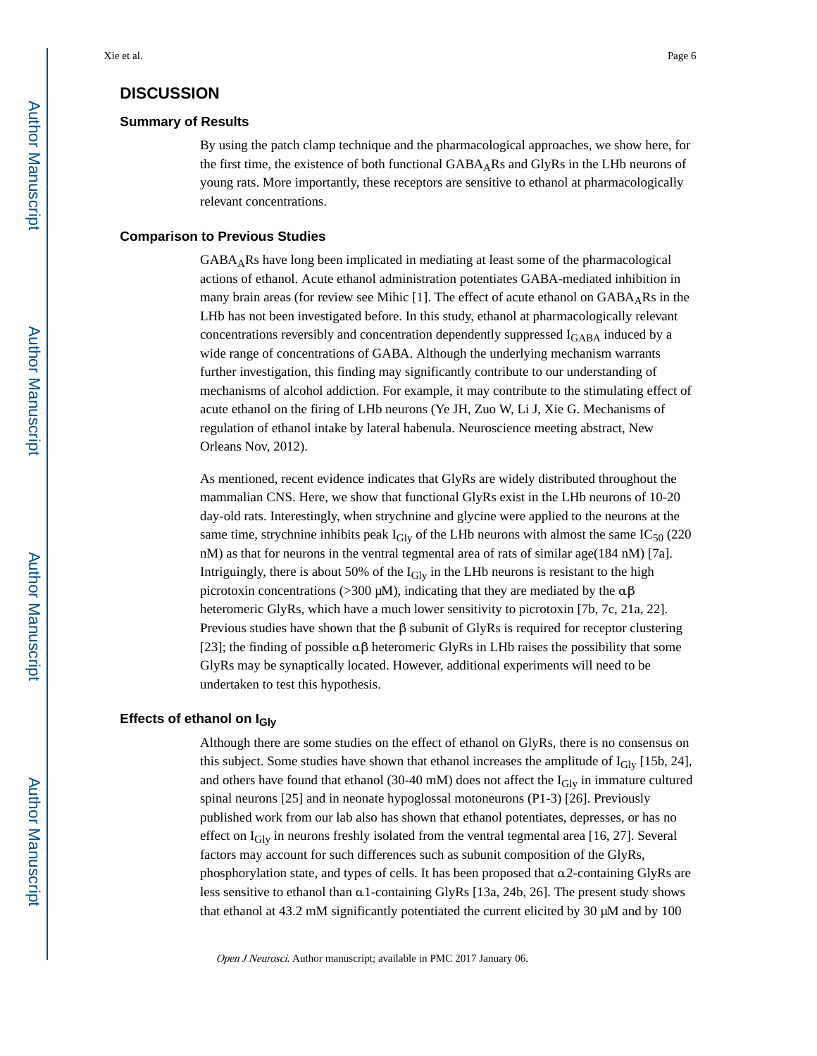## DISCUSSION

### Summary of Results

By using the patch clamp technique and the pharmacological approaches, we show here, for the first time, the existence of both functional $GABA_A$Rs and GlyRs in the LHb neurons of young rats. More importantly, these receptors are sensitive to ethanol at pharmacologically relevant concentrations.

### Comparison to Previous Studies

$GABA_A$Rs have long been implicated in mediating at least some of the pharmacological actions of ethanol. Acute ethanol administration potentiates GABA-mediated inhibition in many brain areas (for review see Mihic [1]. The effect of acute ethanol on $GABA_A$Rs in the LHb has not been investigated before. In this study, ethanol at pharmacologically relevant concentrations reversibly and concentration dependently suppressed $I_{GABA}$ induced by a wide range of concentrations of GABA. Although the underlying mechanism warrants further investigation, this finding may significantly contribute to our understanding of mechanisms of alcohol addiction. For example, it may contribute to the stimulating effect of acute ethanol on the firing of LHb neurons (Ye JH, Zuo W, Li J, Xie G. Mechanisms of regulation of ethanol intake by lateral habenula. Neuroscience meeting abstract, New Orleans Nov, 2012).

As mentioned, recent evidence indicates that GlyRs are widely distributed throughout the mammalian CNS. Here, we show that functional GlyRs exist in the LHb neurons of 10-20 day-old rats. Interestingly, when strychnine and glycine were applied to the neurons at the same time, strychnine inhibits peak $I_{Gly}$ of the LHb neurons with almost the same $IC_{50}$ (220 nM) as that for neurons in the ventral tegmental area of rats of similar age(184 nM) [7a]. Intriguingly, there is about 50% of the $I_{Gly}$ in the LHb neurons is resistant to the high picrotoxin concentrations (>300 μM), indicating that they are mediated by the αβ heteromeric GlyRs, which have a much lower sensitivity to picrotoxin [7b, 7c, 21a, 22]. Previous studies have shown that the β subunit of GlyRs is required for receptor clustering [23]; the finding of possible αβ heteromeric GlyRs in LHb raises the possibility that some GlyRs may be synaptically located. However, additional experiments will need to be undertaken to test this hypothesis.

### Effects of ethanol on $I_{Gly}$

Although there are some studies on the effect of ethanol on GlyRs, there is no consensus on this subject. Some studies have shown that ethanol increases the amplitude of $I_{Gly}$ [15b, 24], and others have found that ethanol (30-40 mM) does not affect the $I_{Gly}$ in immature cultured spinal neurons [25] and in neonate hypoglossal motoneurons (P1-3) [26]. Previously published work from our lab also has shown that ethanol potentiates, depresses, or has no effect on $I_{Gly}$ in neurons freshly isolated from the ventral tegmental area [16, 27]. Several factors may account for such differences such as subunit composition of the GlyRs, phosphorylation state, and types of cells. It has been proposed that α2-containing GlyRs are less sensitive to ethanol than α1-containing GlyRs [13a, 24b, 26]. The present study shows that ethanol at 43.2 mM significantly potentiated the current elicited by 30 μM and by 100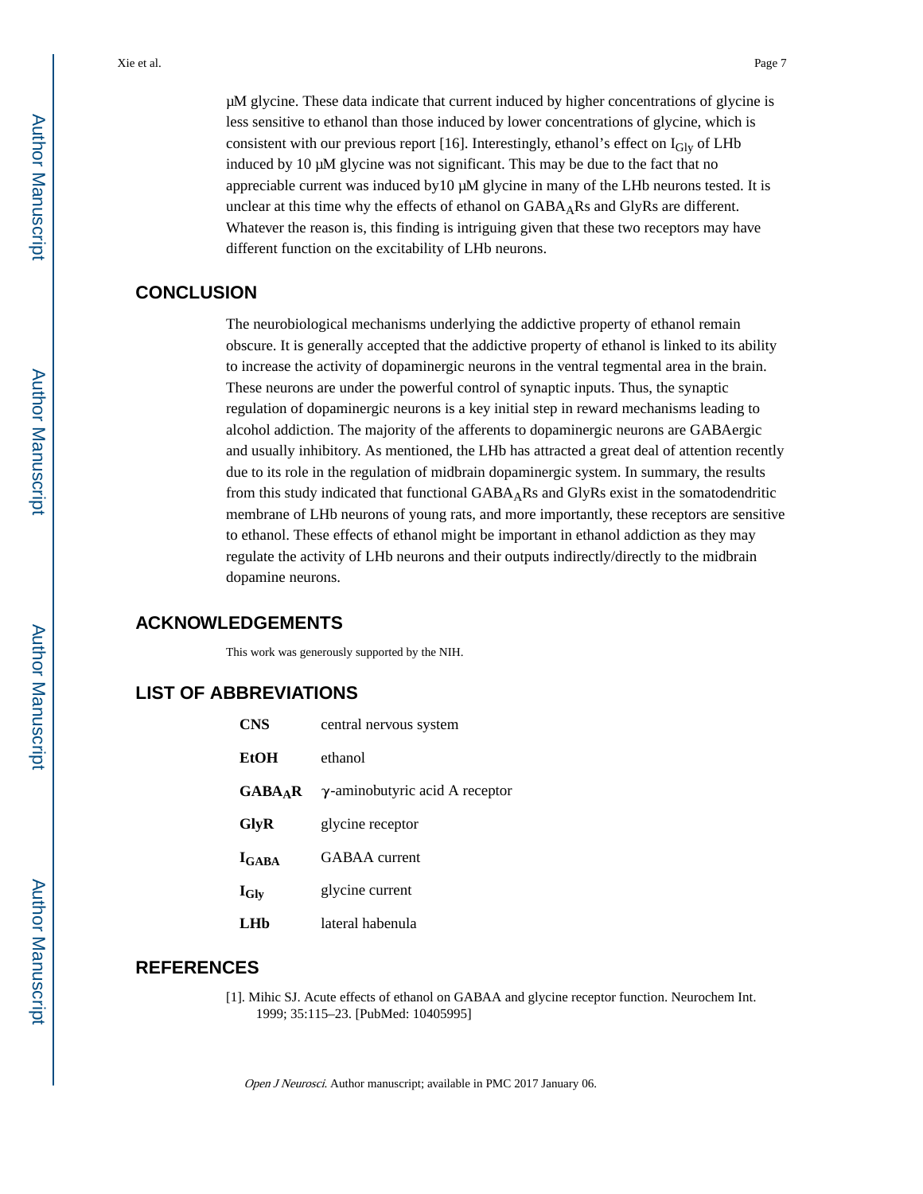μM glycine. These data indicate that current induced by higher concentrations of glycine is less sensitive to ethanol than those induced by lower concentrations of glycine, which is consistent with our previous report [16]. Interestingly, ethanol's effect on $I_{Gly}$ of LHb induced by 10 μM glycine was not significant. This may be due to the fact that no appreciable current was induced by10 μM glycine in many of the LHb neurons tested. It is unclear at this time why the effects of ethanol on $GABA_A$Rs and GlyRs are different. Whatever the reason is, this finding is intriguing given that these two receptors may have different function on the excitability of LHb neurons.

## CONCLUSION

The neurobiological mechanisms underlying the addictive property of ethanol remain obscure. It is generally accepted that the addictive property of ethanol is linked to its ability to increase the activity of dopaminergic neurons in the ventral tegmental area in the brain. These neurons are under the powerful control of synaptic inputs. Thus, the synaptic regulation of dopaminergic neurons is a key initial step in reward mechanisms leading to alcohol addiction. The majority of the afferents to dopaminergic neurons are GABAergic and usually inhibitory. As mentioned, the LHb has attracted a great deal of attention recently due to its role in the regulation of midbrain dopaminergic system. In summary, the results from this study indicated that functional $GABA_A$Rs and GlyRs exist in the somatodendritic membrane of LHb neurons of young rats, and more importantly, these receptors are sensitive to ethanol. These effects of ethanol might be important in ethanol addiction as they may regulate the activity of LHb neurons and their outputs indirectly/directly to the midbrain dopamine neurons.

## ACKNOWLEDGEMENTS

This work was generously supported by the NIH.

## LIST OF ABBREVIATIONS

| | |
|---|---|
| **CNS** | central nervous system |
| **EtOH** | ethanol |
| **$GABA_A$R** | γ-aminobutyric acid A receptor |
| **GlyR** | glycine receptor |
| **$I_{GABA}$** | GABAA current |
| **$I_{Gly}$** | glycine current |
| **LHb** | lateral habenula |

## REFERENCES

[1]. Mihic SJ. Acute effects of ethanol on GABAA and glycine receptor function. Neurochem Int. 1999; 35:115–23. [PubMed: 10405995]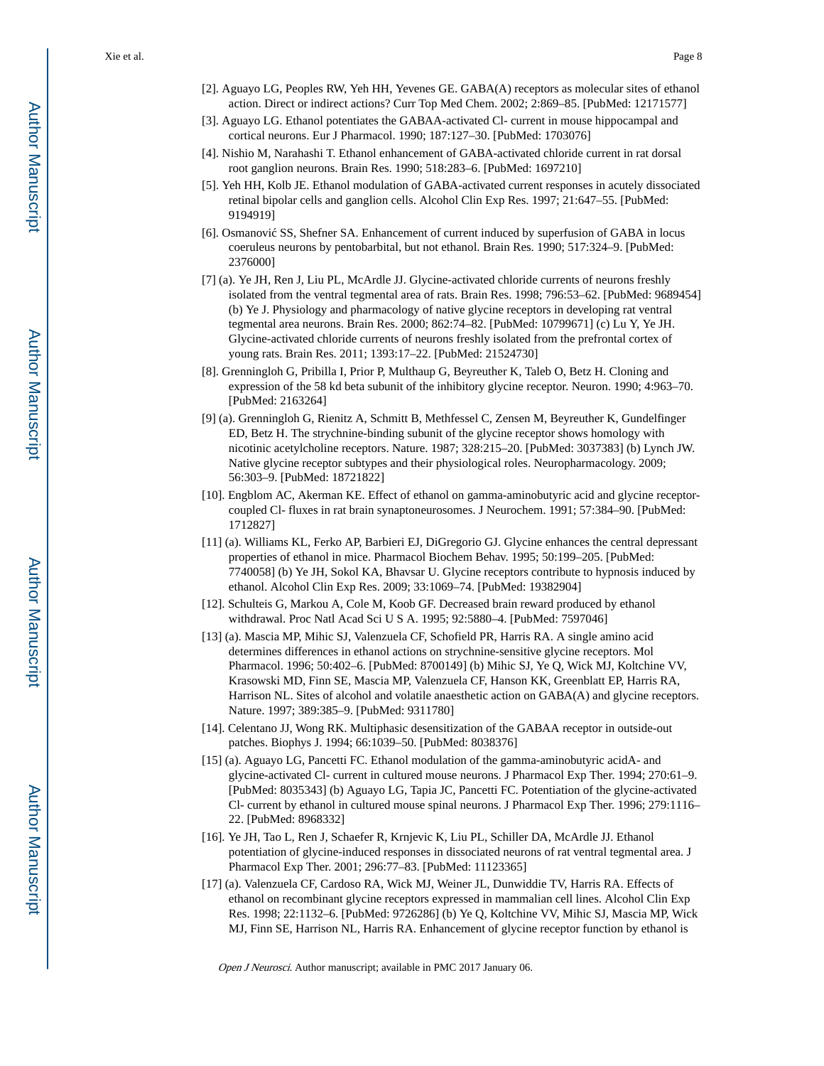[2]. Aguayo LG, Peoples RW, Yeh HH, Yevenes GE. GABA(A) receptors as molecular sites of ethanol action. Direct or indirect actions? Curr Top Med Chem. 2002; 2:869–85. [PubMed: 12171577]

[3]. Aguayo LG. Ethanol potentiates the GABAA-activated Cl- current in mouse hippocampal and cortical neurons. Eur J Pharmacol. 1990; 187:127–30. [PubMed: 1703076]

[4]. Nishio M, Narahashi T. Ethanol enhancement of GABA-activated chloride current in rat dorsal root ganglion neurons. Brain Res. 1990; 518:283–6. [PubMed: 1697210]

[5]. Yeh HH, Kolb JE. Ethanol modulation of GABA-activated current responses in acutely dissociated retinal bipolar cells and ganglion cells. Alcohol Clin Exp Res. 1997; 21:647–55. [PubMed: 9194919]

[6]. Osmanović SS, Shefner SA. Enhancement of current induced by superfusion of GABA in locus coeruleus neurons by pentobarbital, but not ethanol. Brain Res. 1990; 517:324–9. [PubMed: 2376000]

[7] (a). Ye JH, Ren J, Liu PL, McArdle JJ. Glycine-activated chloride currents of neurons freshly isolated from the ventral tegmental area of rats. Brain Res. 1998; 796:53–62. [PubMed: 9689454] (b) Ye J. Physiology and pharmacology of native glycine receptors in developing rat ventral tegmental area neurons. Brain Res. 2000; 862:74–82. [PubMed: 10799671] (c) Lu Y, Ye JH. Glycine-activated chloride currents of neurons freshly isolated from the prefrontal cortex of young rats. Brain Res. 2011; 1393:17–22. [PubMed: 21524730]

[8]. Grenningloh G, Pribilla I, Prior P, Multhaup G, Beyreuther K, Taleb O, Betz H. Cloning and expression of the 58 kd beta subunit of the inhibitory glycine receptor. Neuron. 1990; 4:963–70. [PubMed: 2163264]

[9] (a). Grenningloh G, Rienitz A, Schmitt B, Methfessel C, Zensen M, Beyreuther K, Gundelfinger ED, Betz H. The strychnine-binding subunit of the glycine receptor shows homology with nicotinic acetylcholine receptors. Nature. 1987; 328:215–20. [PubMed: 3037383] (b) Lynch JW. Native glycine receptor subtypes and their physiological roles. Neuropharmacology. 2009; 56:303–9. [PubMed: 18721822]

[10]. Engblom AC, Akerman KE. Effect of ethanol on gamma-aminobutyric acid and glycine receptor-coupled Cl- fluxes in rat brain synaptoneurosomes. J Neurochem. 1991; 57:384–90. [PubMed: 1712827]

[11] (a). Williams KL, Ferko AP, Barbieri EJ, DiGregorio GJ. Glycine enhances the central depressant properties of ethanol in mice. Pharmacol Biochem Behav. 1995; 50:199–205. [PubMed: 7740058] (b) Ye JH, Sokol KA, Bhavsar U. Glycine receptors contribute to hypnosis induced by ethanol. Alcohol Clin Exp Res. 2009; 33:1069–74. [PubMed: 19382904]

[12]. Schulteis G, Markou A, Cole M, Koob GF. Decreased brain reward produced by ethanol withdrawal. Proc Natl Acad Sci U S A. 1995; 92:5880–4. [PubMed: 7597046]

[13] (a). Mascia MP, Mihic SJ, Valenzuela CF, Schofield PR, Harris RA. A single amino acid determines differences in ethanol actions on strychnine-sensitive glycine receptors. Mol Pharmacol. 1996; 50:402–6. [PubMed: 8700149] (b) Mihic SJ, Ye Q, Wick MJ, Koltchine VV, Krasowski MD, Finn SE, Mascia MP, Valenzuela CF, Hanson KK, Greenblatt EP, Harris RA, Harrison NL. Sites of alcohol and volatile anaesthetic action on GABA(A) and glycine receptors. Nature. 1997; 389:385–9. [PubMed: 9311780]

[14]. Celentano JJ, Wong RK. Multiphasic desensitization of the GABAA receptor in outside-out patches. Biophys J. 1994; 66:1039–50. [PubMed: 8038376]

[15] (a). Aguayo LG, Pancetti FC. Ethanol modulation of the gamma-aminobutyric acidA- and glycine-activated Cl- current in cultured mouse neurons. J Pharmacol Exp Ther. 1994; 270:61–9. [PubMed: 8035343] (b) Aguayo LG, Tapia JC, Pancetti FC. Potentiation of the glycine-activated Cl- current by ethanol in cultured mouse spinal neurons. J Pharmacol Exp Ther. 1996; 279:1116–22. [PubMed: 8968332]

[16]. Ye JH, Tao L, Ren J, Schaefer R, Krnjevic K, Liu PL, Schiller DA, McArdle JJ. Ethanol potentiation of glycine-induced responses in dissociated neurons of rat ventral tegmental area. J Pharmacol Exp Ther. 2001; 296:77–83. [PubMed: 11123365]

[17] (a). Valenzuela CF, Cardoso RA, Wick MJ, Weiner JL, Dunwiddie TV, Harris RA. Effects of ethanol on recombinant glycine receptors expressed in mammalian cell lines. Alcohol Clin Exp Res. 1998; 22:1132–6. [PubMed: 9726286] (b) Ye Q, Koltchine VV, Mihic SJ, Mascia MP, Wick MJ, Finn SE, Harrison NL, Harris RA. Enhancement of glycine receptor function by ethanol is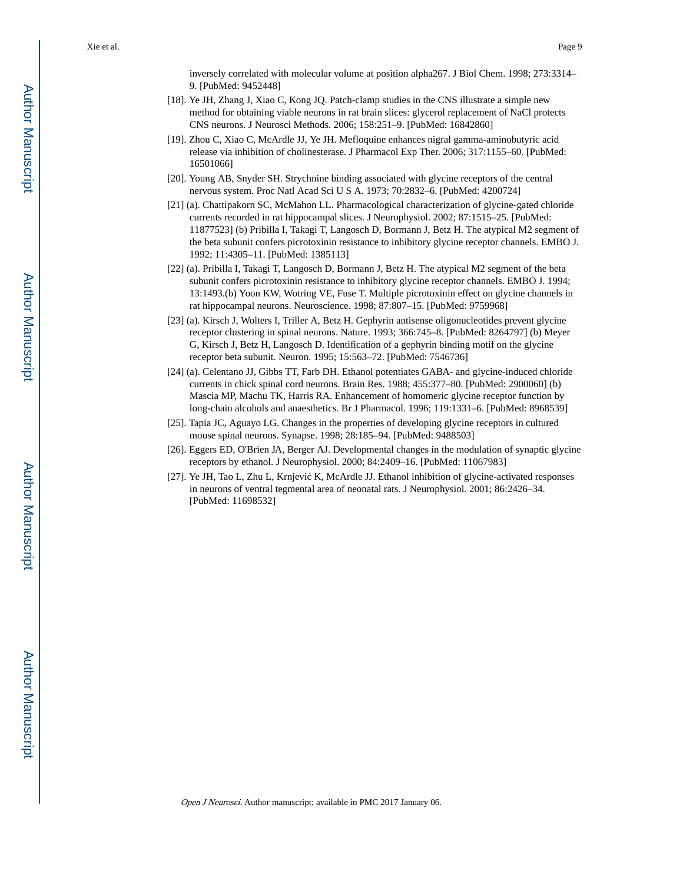inversely correlated with molecular volume at position alpha267. J Biol Chem. 1998; 273:3314–9. [PubMed: 9452448]

[18]. Ye JH, Zhang J, Xiao C, Kong JQ. Patch-clamp studies in the CNS illustrate a simple new method for obtaining viable neurons in rat brain slices: glycerol replacement of NaCl protects CNS neurons. J Neurosci Methods. 2006; 158:251–9. [PubMed: 16842860]

[19]. Zhou C, Xiao C, McArdle JJ, Ye JH. Mefloquine enhances nigral gamma-aminobutyric acid release via inhibition of cholinesterase. J Pharmacol Exp Ther. 2006; 317:1155–60. [PubMed: 16501066]

[20]. Young AB, Snyder SH. Strychnine binding associated with glycine receptors of the central nervous system. Proc Natl Acad Sci U S A. 1973; 70:2832–6. [PubMed: 4200724]

[21] (a). Chattipakorn SC, McMahon LL. Pharmacological characterization of glycine-gated chloride currents recorded in rat hippocampal slices. J Neurophysiol. 2002; 87:1515–25. [PubMed: 11877523] (b) Pribilla I, Takagi T, Langosch D, Bormann J, Betz H. The atypical M2 segment of the beta subunit confers picrotoxinin resistance to inhibitory glycine receptor channels. EMBO J. 1992; 11:4305–11. [PubMed: 1385113]

[22] (a). Pribilla I, Takagi T, Langosch D, Bormann J, Betz H. The atypical M2 segment of the beta subunit confers picrotoxinin resistance to inhibitory glycine receptor channels. EMBO J. 1994; 13:1493.(b) Yoon KW, Wotring VE, Fuse T. Multiple picrotoxinin effect on glycine channels in rat hippocampal neurons. Neuroscience. 1998; 87:807–15. [PubMed: 9759968]

[23] (a). Kirsch J, Wolters I, Triller A, Betz H. Gephyrin antisense oligonucleotides prevent glycine receptor clustering in spinal neurons. Nature. 1993; 366:745–8. [PubMed: 8264797] (b) Meyer G, Kirsch J, Betz H, Langosch D. Identification of a gephyrin binding motif on the glycine receptor beta subunit. Neuron. 1995; 15:563–72. [PubMed: 7546736]

[24] (a). Celentano JJ, Gibbs TT, Farb DH. Ethanol potentiates GABA- and glycine-induced chloride currents in chick spinal cord neurons. Brain Res. 1988; 455:377–80. [PubMed: 2900060] (b) Mascia MP, Machu TK, Harris RA. Enhancement of homomeric glycine receptor function by long-chain alcohols and anaesthetics. Br J Pharmacol. 1996; 119:1331–6. [PubMed: 8968539]

[25]. Tapia JC, Aguayo LG. Changes in the properties of developing glycine receptors in cultured mouse spinal neurons. Synapse. 1998; 28:185–94. [PubMed: 9488503]

[26]. Eggers ED, O'Brien JA, Berger AJ. Developmental changes in the modulation of synaptic glycine receptors by ethanol. J Neurophysiol. 2000; 84:2409–16. [PubMed: 11067983]

[27]. Ye JH, Tao L, Zhu L, Krnjević K, McArdle JJ. Ethanol inhibition of glycine-activated responses in neurons of ventral tegmental area of neonatal rats. J Neurophysiol. 2001; 86:2426–34. [PubMed: 11698532]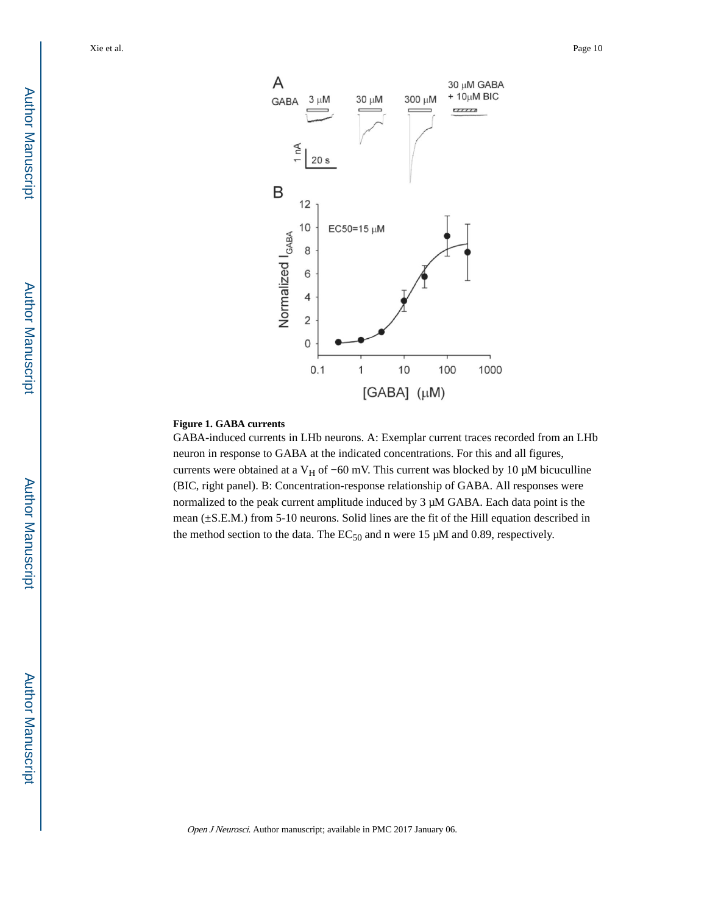**Figure 1. GABA currents**

GABA-induced currents in LHb neurons. A: Exemplar current traces recorded from an LHb neuron in response to GABA at the indicated concentrations. For this and all figures, currents were obtained at a $V_H$ of −60 mV. This current was blocked by 10 μM bicuculline (BIC, right panel). B: Concentration-response relationship of GABA. All responses were normalized to the peak current amplitude induced by 3 μM GABA. Each data point is the mean (±S.E.M.) from 5-10 neurons. Solid lines are the fit of the Hill equation described in the method section to the data. The $EC_{50}$ and n were 15 μM and 0.89, respectively.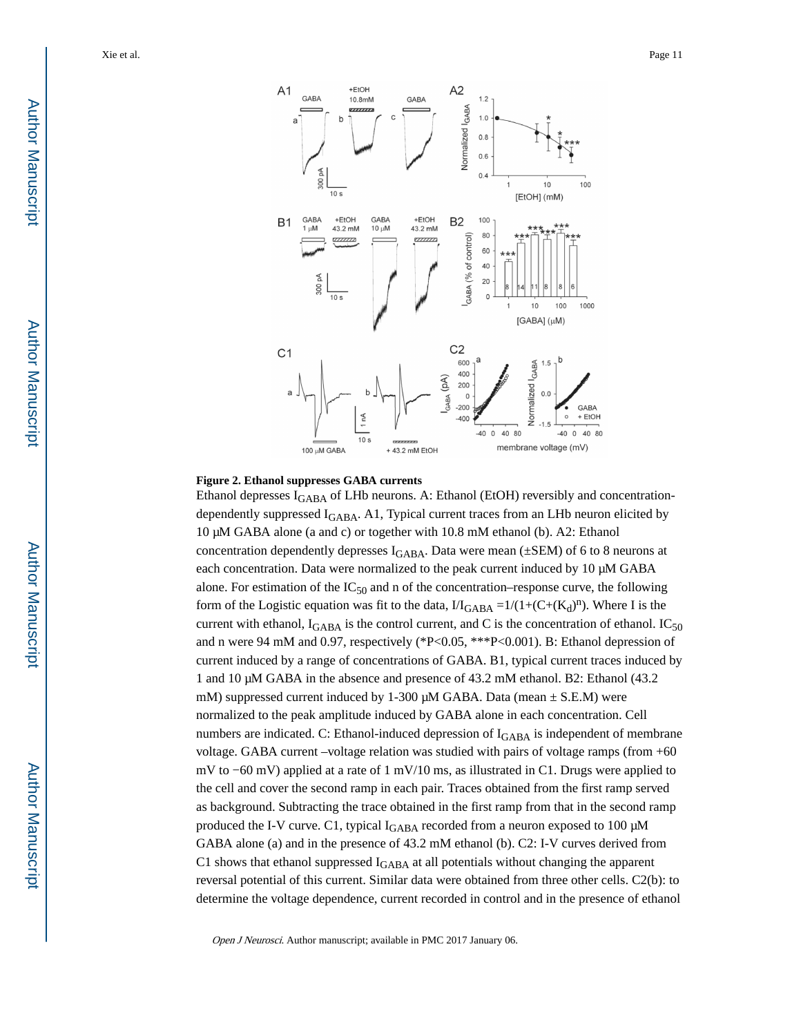**Figure 2. Ethanol suppresses GABA currents**

Ethanol depresses $I_{GABA}$ of LHb neurons. A: Ethanol (EtOH) reversibly and concentration-dependently suppressed $I_{GABA}$. A1, Typical current traces from an LHb neuron elicited by 10 μM GABA alone (a and c) or together with 10.8 mM ethanol (b). A2: Ethanol concentration dependently depresses $I_{GABA}$. Data were mean (±SEM) of 6 to 8 neurons at each concentration. Data were normalized to the peak current induced by 10 μM GABA alone. For estimation of the $IC_{50}$ and n of the concentration–response curve, the following form of the Logistic equation was fit to the data, $I/I_{GABA} = 1/(1+(C+(K_d)^n)$. Where I is the current with ethanol, $I_{GABA}$ is the control current, and C is the concentration of ethanol. $IC_{50}$ and n were 94 mM and 0.97, respectively (*P<0.05, ***P<0.001). B: Ethanol depression of current induced by a range of concentrations of GABA. B1, typical current traces induced by 1 and 10 μM GABA in the absence and presence of 43.2 mM ethanol. B2: Ethanol (43.2 mM) suppressed current induced by 1-300 μM GABA. Data (mean ± S.E.M) were normalized to the peak amplitude induced by GABA alone in each concentration. Cell numbers are indicated. C: Ethanol-induced depression of $I_{GABA}$ is independent of membrane voltage. GABA current –voltage relation was studied with pairs of voltage ramps (from +60 mV to −60 mV) applied at a rate of 1 mV/10 ms, as illustrated in C1. Drugs were applied to the cell and cover the second ramp in each pair. Traces obtained from the first ramp served as background. Subtracting the trace obtained in the first ramp from that in the second ramp produced the I-V curve. C1, typical $I_{GABA}$ recorded from a neuron exposed to 100 μM GABA alone (a) and in the presence of 43.2 mM ethanol (b). C2: I-V curves derived from C1 shows that ethanol suppressed $I_{GABA}$ at all potentials without changing the apparent reversal potential of this current. Similar data were obtained from three other cells. C2(b): to determine the voltage dependence, current recorded in control and in the presence of ethanol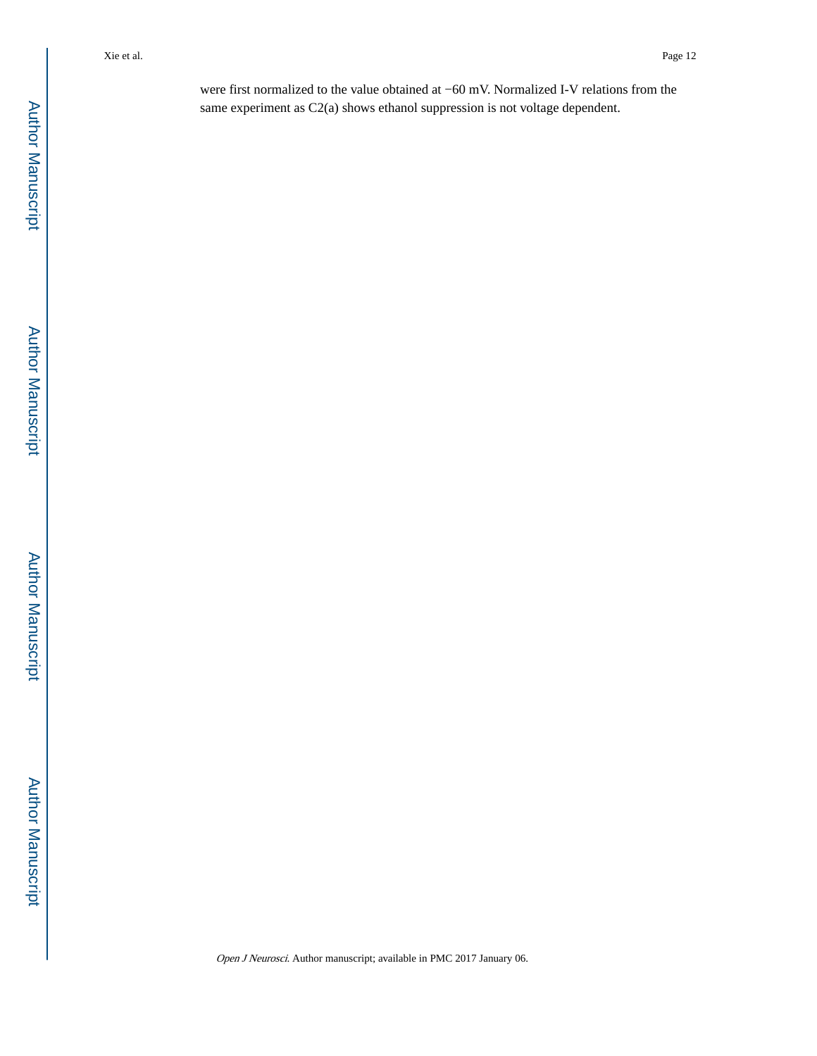were first normalized to the value obtained at −60 mV. Normalized I-V relations from the same experiment as C2(a) shows ethanol suppression is not voltage dependent.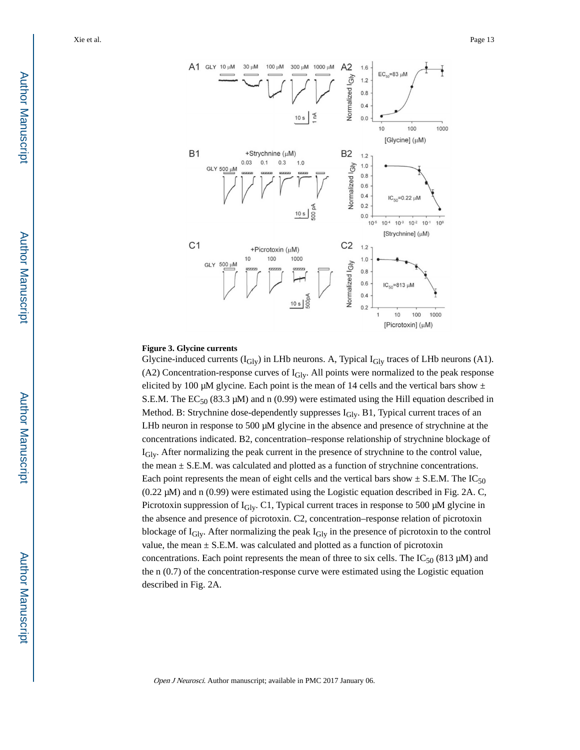**Figure 3. Glycine currents**

Glycine-induced currents ($I_{Gly}$) in LHb neurons. A, Typical $I_{Gly}$ traces of LHb neurons (A1). (A2) Concentration-response curves of $I_{Gly}$. All points were normalized to the peak response elicited by 100 μM glycine. Each point is the mean of 14 cells and the vertical bars show ± S.E.M. The $EC_{50}$ (83.3 μM) and n (0.99) were estimated using the Hill equation described in Method. B: Strychnine dose-dependently suppresses $I_{Gly}$. B1, Typical current traces of an LHb neuron in response to 500 μM glycine in the absence and presence of strychnine at the concentrations indicated. B2, concentration–response relationship of strychnine blockage of $I_{Gly}$. After normalizing the peak current in the presence of strychnine to the control value, the mean ± S.E.M. was calculated and plotted as a function of strychnine concentrations. Each point represents the mean of eight cells and the vertical bars show ± S.E.M. The $IC_{50}$ (0.22 μM) and n (0.99) were estimated using the Logistic equation described in Fig. 2A. C, Picrotoxin suppression of $I_{Gly}$. C1, Typical current traces in response to 500 μM glycine in the absence and presence of picrotoxin. C2, concentration–response relation of picrotoxin blockage of $I_{Gly}$. After normalizing the peak $I_{Gly}$ in the presence of picrotoxin to the control value, the mean ± S.E.M. was calculated and plotted as a function of picrotoxin concentrations. Each point represents the mean of three to six cells. The $IC_{50}$ (813 μM) and the n (0.7) of the concentration-response curve were estimated using the Logistic equation described in Fig. 2A.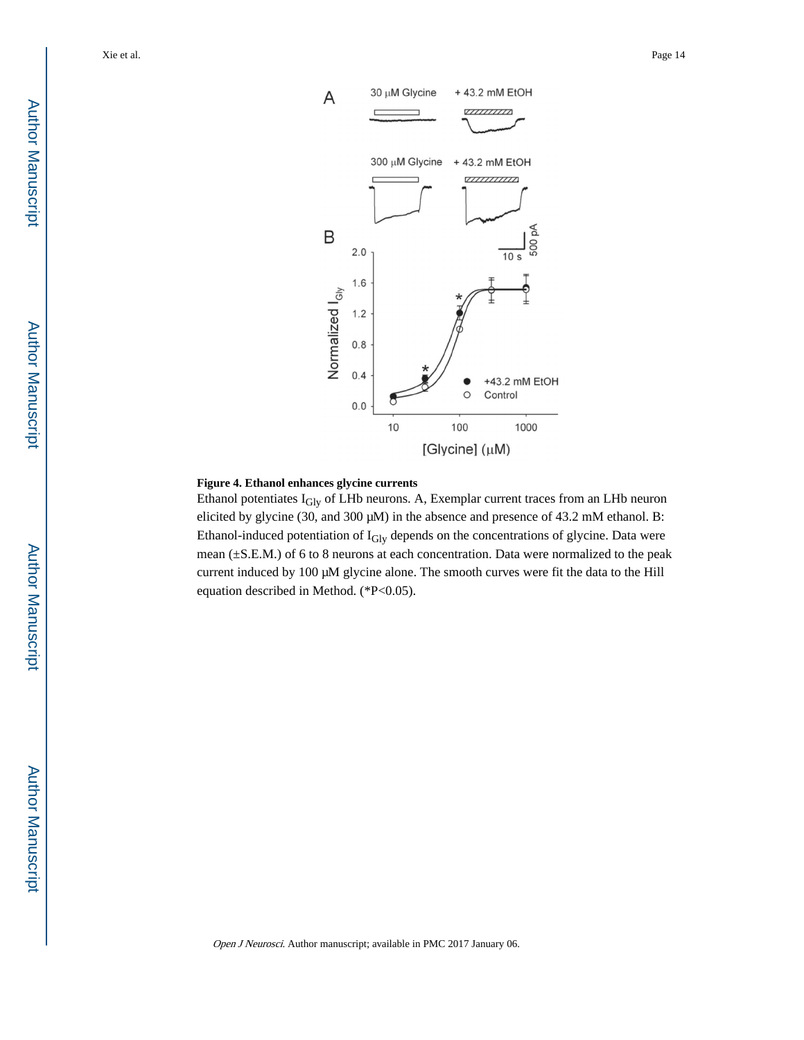A

30 μM Glycine

+ 43.2 mM EtOH

300 μM Glycine

+ 43.2 mM EtOH

B

500 pA

10 s

Normalized $I_{Gly}$

2.0

1.6

1.2

0.8

0.4

0.0

10

100

1000

[Glycine] (μM)

*

*

+43.2 mM EtOH

Control

**Figure 4. Ethanol enhances glycine currents**

Ethanol potentiates $I_{Gly}$ of LHb neurons. A, Exemplar current traces from an LHb neuron elicited by glycine (30, and 300 μM) in the absence and presence of 43.2 mM ethanol. B: Ethanol-induced potentiation of $I_{Gly}$ depends on the concentrations of glycine. Data were mean (±S.E.M.) of 6 to 8 neurons at each concentration. Data were normalized to the peak current induced by 100 μM glycine alone. The smooth curves were fit the data to the Hill equation described in Method. (*$P<0.05$).